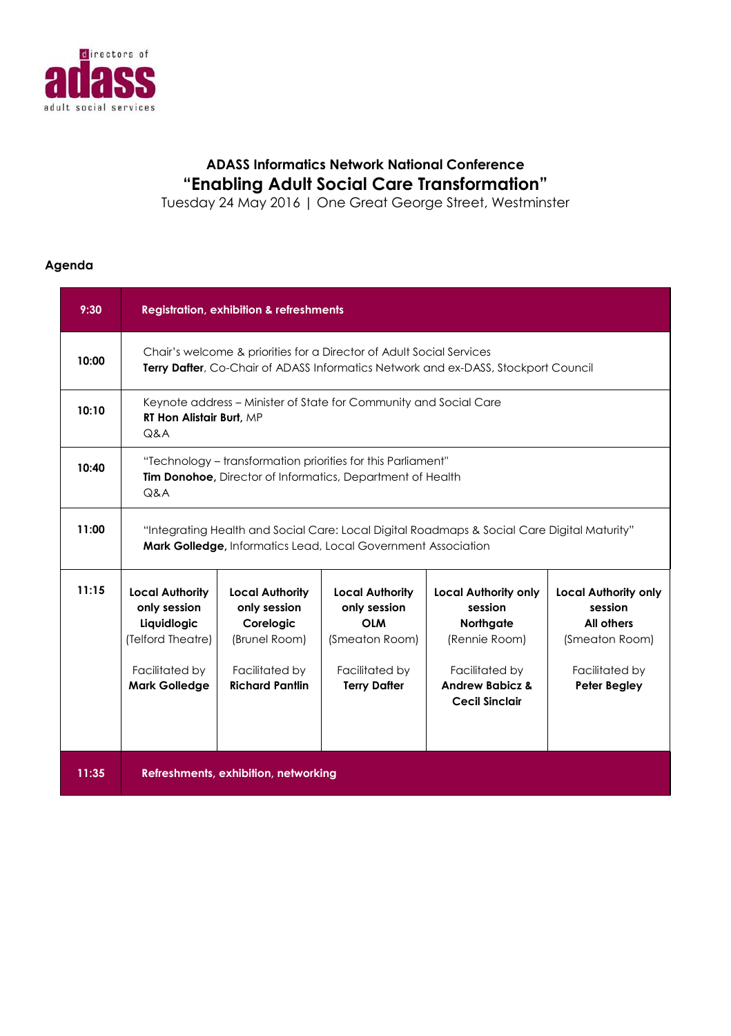directors of **adass** adult social services

**ADASS Informatics Network National Conference**

## "Enabling Adult Social Care Transformation"

Tuesday 24 May 2016 | One Great George Street, Westminster

**Agenda**

| | | | | | |
|---|---|---|---|---|---|
| **9:30** | **Registration, exhibition & refreshments** | | | | |
| **10:00** | Chair's welcome & priorities for a Director of Adult Social Services<br>**Terry Dafter**, Co-Chair of ADASS Informatics Network and ex-DASS, Stockport Council | | | | |
| **10:10** | Keynote address – Minister of State for Community and Social Care<br>**RT Hon Alistair Burt**, MP<br>Q&A | | | | |
| **10:40** | "Technology – transformation priorities for this Parliament"<br>**Tim Donohoe,** Director of Informatics, Department of Health<br>Q&A | | | | |
| **11:00** | "Integrating Health and Social Care: Local Digital Roadmaps & Social Care Digital Maturity"<br>**Mark Golledge,** Informatics Lead, Local Government Association | | | | |
| **11:15** | **Local Authority only session Liquidlogic**<br>(Telford Theatre)<br><br>Facilitated by **Mark Golledge** | **Local Authority only session Corelogic**<br>(Brunel Room)<br><br>Facilitated by **Richard Pantlin** | **Local Authority only session OLM**<br>(Smeaton Room)<br><br>Facilitated by **Terry Dafter** | **Local Authority only session Northgate**<br>(Rennie Room)<br><br>Facilitated by **Andrew Babicz & Cecil Sinclair** | **Local Authority only session All others**<br>(Smeaton Room)<br><br>Facilitated by **Peter Begley** |
| **11:35** | **Refreshments, exhibition, networking** | | | | |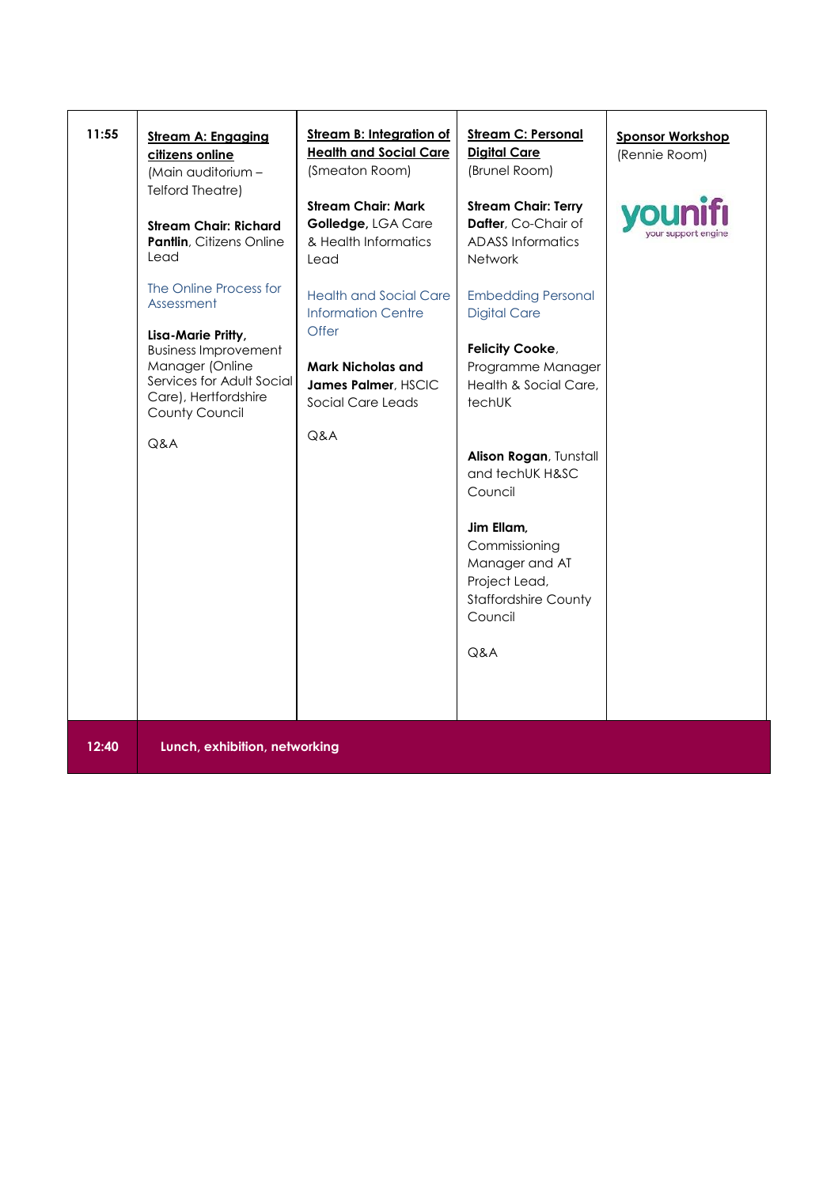| 11:55 | **Stream A: Engaging citizens online** (Main auditorium – Telford Theatre)<br><br>**Stream Chair: Richard Pantlin**, Citizens Online Lead<br><br>The Online Process for Assessment<br><br>**Lisa-Marie Pritty,** Business Improvement Manager (Online Services for Adult Social Care), Hertfordshire County Council<br><br>Q&A | **Stream B: Integration of Health and Social Care** (Smeaton Room)<br><br>**Stream Chair: Mark Golledge,** LGA Care & Health Informatics Lead<br><br>Health and Social Care Information Centre Offer<br><br>**Mark Nicholas and James Palmer**, HSCIC Social Care Leads<br><br>Q&A | **Stream C: Personal Digital Care** (Brunel Room)<br><br>**Stream Chair: Terry Dafter**, Co-Chair of ADASS Informatics Network<br><br>Embedding Personal Digital Care<br><br>**Felicity Cooke**, Programme Manager Health & Social Care, techUK<br><br>**Alison Rogan**, Tunstall and techUK H&SC Council<br><br>**Jim Ellam,** Commissioning Manager and AT Project Lead, Staffordshire County Council<br><br>Q&A | **Sponsor Workshop** (Rennie Room)<br><br>younifi<br>your support engine |
|---|---|---|---|---|
| **12:40** | **Lunch, exhibition, networking** | | | |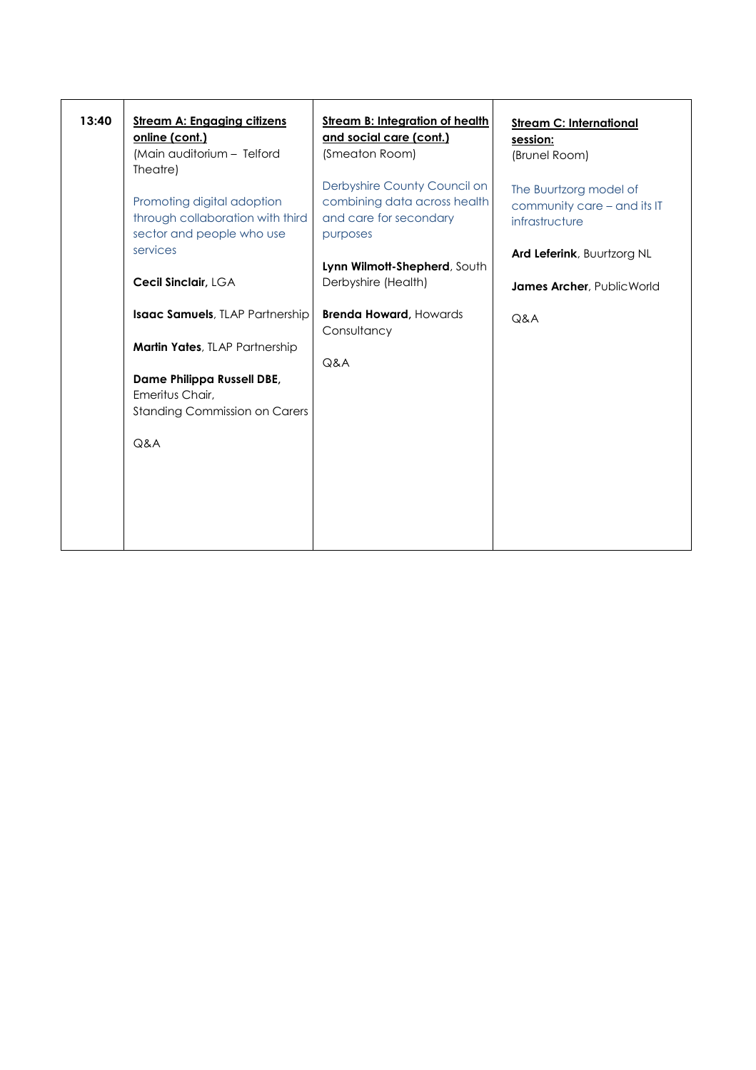| 13:40 | **Stream A: Engaging citizens online (cont.)**<br>(Main auditorium – Telford Theatre)<br><br>Promoting digital adoption through collaboration with third sector and people who use services<br><br>**Cecil Sinclair**, LGA<br><br>**Isaac Samuels**, TLAP Partnership<br><br>**Martin Yates**, TLAP Partnership<br><br>**Dame Philippa Russell DBE**, Emeritus Chair, Standing Commission on Carers<br><br>Q&A | **Stream B: Integration of health and social care (cont.)**<br>(Smeaton Room)<br><br>Derbyshire County Council on combining data across health and care for secondary purposes<br><br>**Lynn Wilmott-Shepherd**, South Derbyshire (Health)<br><br>**Brenda Howard**, Howards Consultancy<br><br>Q&A | **Stream C: International session:**<br>(Brunel Room)<br><br>The Buurtzorg model of community care – and its IT infrastructure<br><br>**Ard Leferink**, Buurtzorg NL<br><br>**James Archer**, PublicWorld<br><br>Q&A |
|---|---|---|---|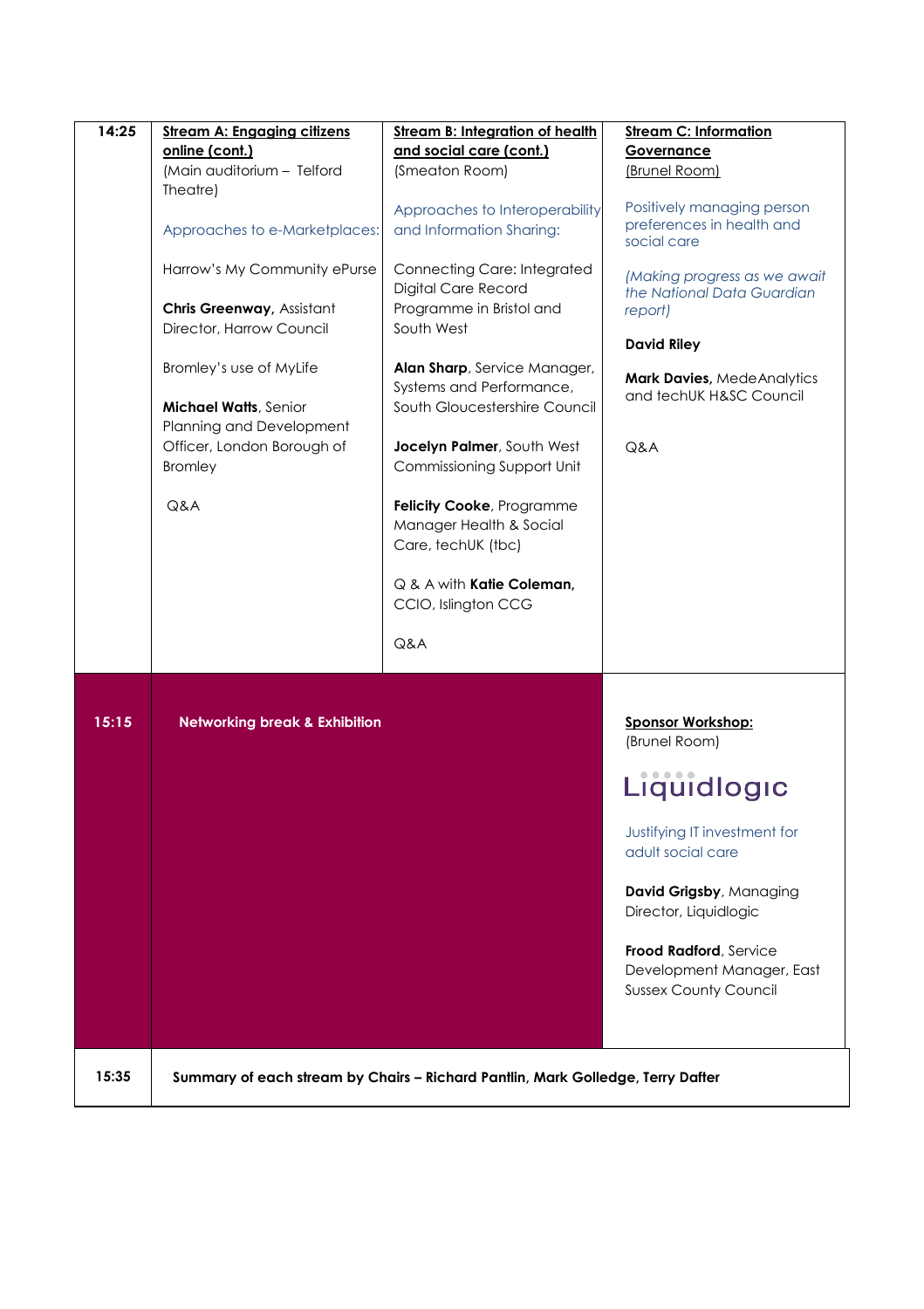| | | | |
|---|---|---|---|
| **14:25** | **Stream A: Engaging citizens online (cont.)**<br>(Main auditorium – Telford Theatre)<br><br>Approaches to e-Marketplaces:<br><br>Harrow's My Community ePurse<br><br>**Chris Greenway,** Assistant Director, Harrow Council<br><br>Bromley's use of MyLife<br><br>**Michael Watts**, Senior Planning and Development Officer, London Borough of Bromley<br><br>Q&A | **Stream B: Integration of health and social care (cont.)**<br>(Smeaton Room)<br><br>Approaches to Interoperability and Information Sharing:<br><br>Connecting Care: Integrated Digital Care Record Programme in Bristol and South West<br><br>**Alan Sharp**, Service Manager, Systems and Performance, South Gloucestershire Council<br><br>**Jocelyn Palmer**, South West Commissioning Support Unit<br><br>**Felicity Cooke**, Programme Manager Health & Social Care, techUK (tbc)<br><br>Q & A with **Katie Coleman,** CCIO, Islington CCG<br><br>Q&A | **Stream C: Information Governance**<br>(Brunel Room)<br><br>Positively managing person preferences in health and social care<br><br>*(Making progress as we await the National Data Guardian report)*<br><br>**David Riley**<br><br>**Mark Davies,** MedeAnalytics and techUK H&SC Council<br><br>Q&A |
| **15:15** | **Networking break & Exhibition** | | **Sponsor Workshop:**<br>(Brunel Room)<br><br>Liquidlogic<br><br>Justifying IT investment for adult social care<br><br>**David Grigsby**, Managing Director, Liquidlogic<br><br>**Frood Radford**, Service Development Manager, East Sussex County Council |
| **15:35** | **Summary of each stream by Chairs – Richard Pantlin, Mark Golledge, Terry Dafter** | | |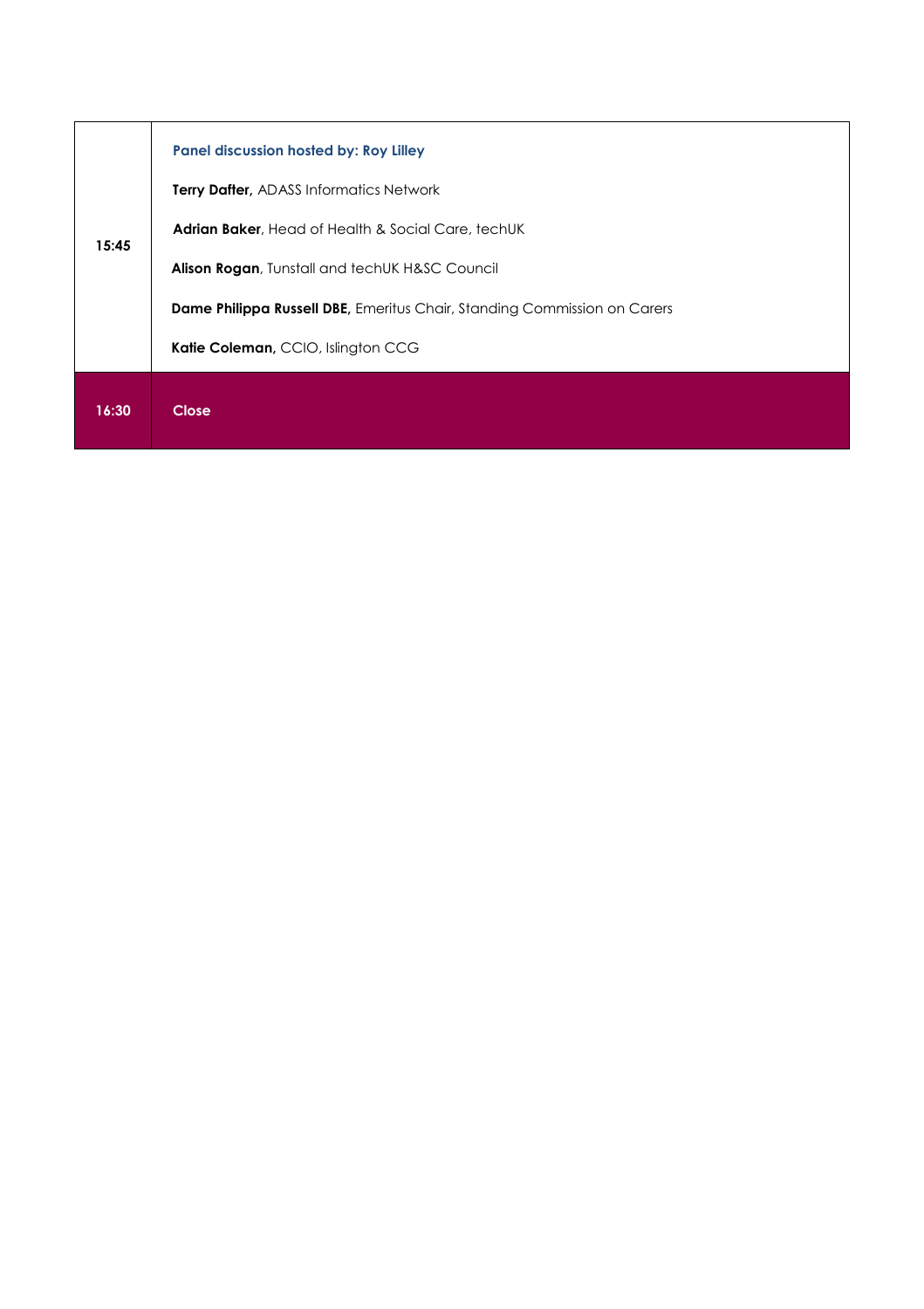| | |
|---|---|
| 15:45 | **Panel discussion hosted by: Roy Lilley**<br><br>**Terry Dafter,** ADASS Informatics Network<br><br>**Adrian Baker**, Head of Health & Social Care, techUK<br><br>**Alison Rogan**, Tunstall and techUK H&SC Council<br><br>**Dame Philippa Russell DBE,** Emeritus Chair, Standing Commission on Carers<br><br>**Katie Coleman,** CCIO, Islington CCG |
| 16:30 | Close |